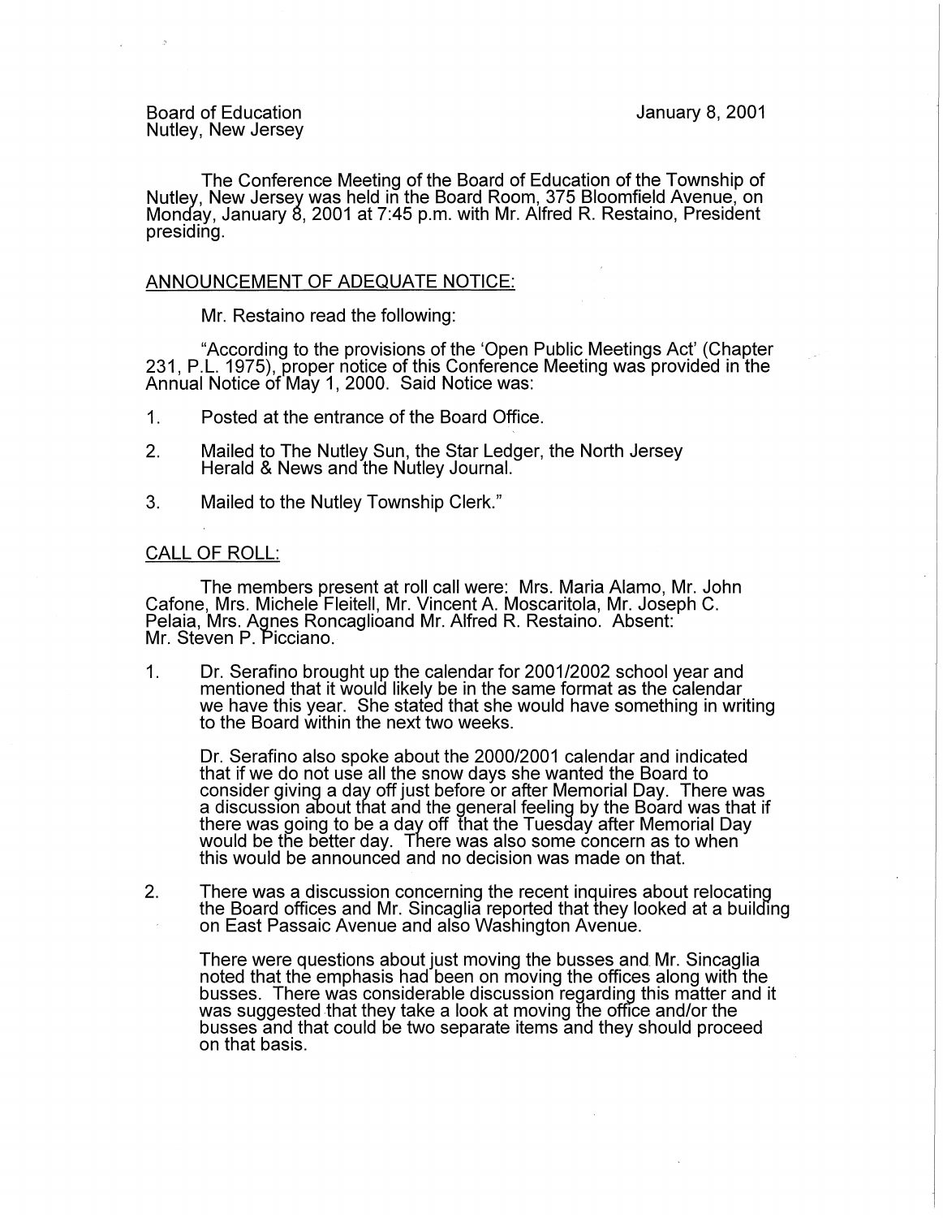Board of Education
Nutley, New Jersey

January 8, 2001

The Conference Meeting of the Board of Education of the Township of Nutley, New Jersey was held in the Board Room, 375 Bloomfield Avenue, on Monday, January 8, 2001 at 7:45 p.m. with Mr. Alfred R. Restaino, President presiding.

## ANNOUNCEMENT OF ADEQUATE NOTICE:

Mr. Restaino read the following:

"According to the provisions of the 'Open Public Meetings Act' (Chapter 231, P.L. 1975), proper notice of this Conference Meeting was provided in the Annual Notice of May 1, 2000. Said Notice was:

1. Posted at the entrance of the Board Office.
2. Mailed to The Nutley Sun, the Star Ledger, the North Jersey Herald & News and the Nutley Journal.
3. Mailed to the Nutley Township Clerk."

## CALL OF ROLL:

The members present at roll call were: Mrs. Maria Alamo, Mr. John Cafone, Mrs. Michele Fleitell, Mr. Vincent A. Moscaritola, Mr. Joseph C. Pelaia, Mrs. Agnes Roncaglioand Mr. Alfred R. Restaino. Absent: Mr. Steven P. Picciano.

1. Dr. Serafino brought up the calendar for 2001/2002 school year and mentioned that it would likely be in the same format as the calendar we have this year. She stated that she would have something in writing to the Board within the next two weeks.

   Dr. Serafino also spoke about the 2000/2001 calendar and indicated that if we do not use all the snow days she wanted the Board to consider giving a day off just before or after Memorial Day. There was a discussion about that and the general feeling by the Board was that if there was going to be a day off that the Tuesday after Memorial Day would be the better day. There was also some concern as to when this would be announced and no decision was made on that.

2. There was a discussion concerning the recent inquires about relocating the Board offices and Mr. Sincaglia reported that they looked at a building on East Passaic Avenue and also Washington Avenue.

   There were questions about just moving the busses and Mr. Sincaglia noted that the emphasis had been on moving the offices along with the busses. There was considerable discussion regarding this matter and it was suggested that they take a look at moving the office and/or the busses and that could be two separate items and they should proceed on that basis.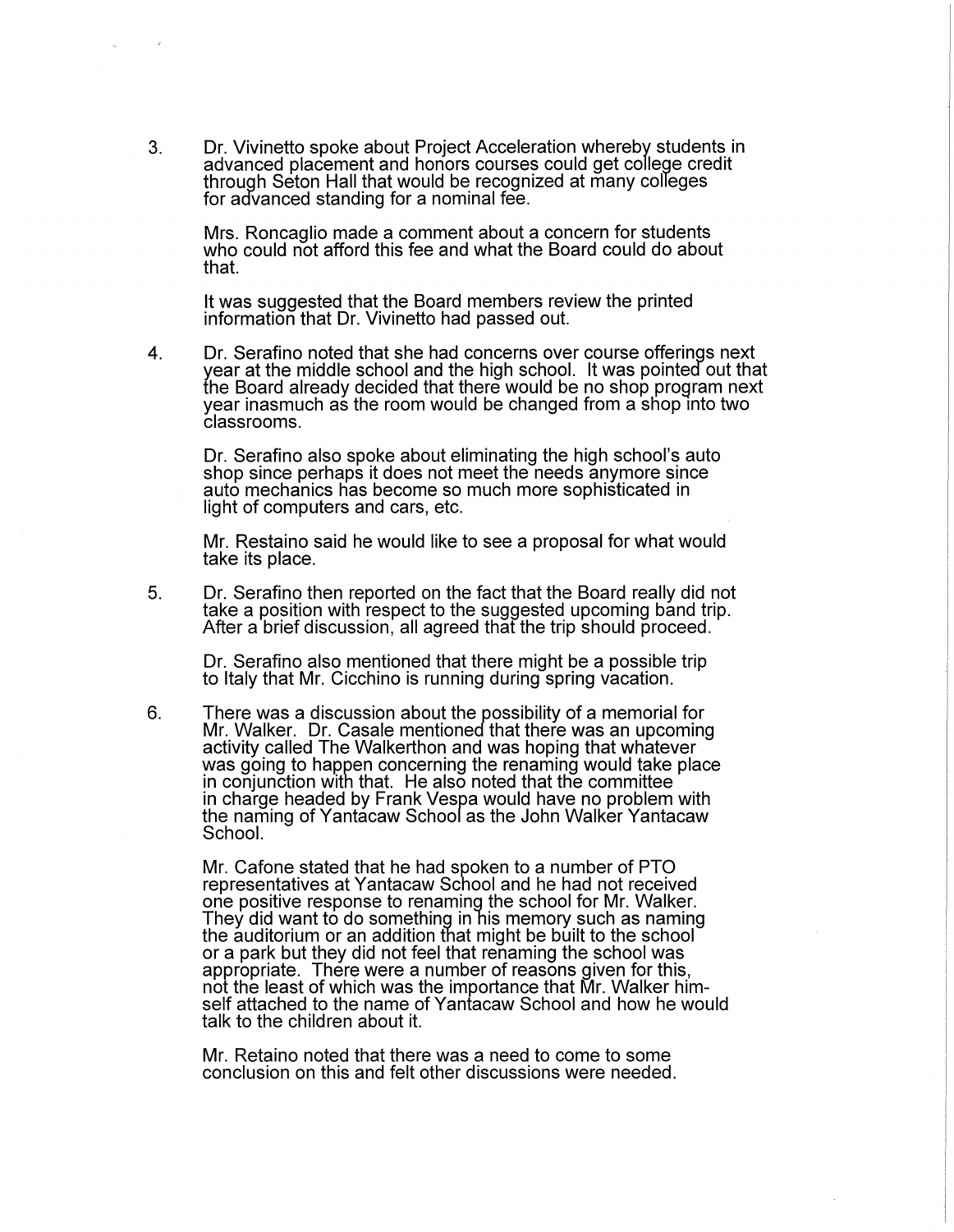3. Dr. Vivinetto spoke about Project Acceleration whereby students in advanced placement and honors courses could get college credit through Seton Hall that would be recognized at many colleges for advanced standing for a nominal fee.

   Mrs. Roncaglio made a comment about a concern for students who could not afford this fee and what the Board could do about that.

   It was suggested that the Board members review the printed information that Dr. Vivinetto had passed out.

4. Dr. Serafino noted that she had concerns over course offerings next year at the middle school and the high school. It was pointed out that the Board already decided that there would be no shop program next year inasmuch as the room would be changed from a shop into two classrooms.

   Dr. Serafino also spoke about eliminating the high school's auto shop since perhaps it does not meet the needs anymore since auto mechanics has become so much more sophisticated in light of computers and cars, etc.

   Mr. Restaino said he would like to see a proposal for what would take its place.

5. Dr. Serafino then reported on the fact that the Board really did not take a position with respect to the suggested upcoming band trip. After a brief discussion, all agreed that the trip should proceed.

   Dr. Serafino also mentioned that there might be a possible trip to Italy that Mr. Cicchino is running during spring vacation.

6. There was a discussion about the possibility of a memorial for Mr. Walker. Dr. Casale mentioned that there was an upcoming activity called The Walkerthon and was hoping that whatever was going to happen concerning the renaming would take place in conjunction with that. He also noted that the committee in charge headed by Frank Vespa would have no problem with the naming of Yantacaw School as the John Walker Yantacaw School.

   Mr. Cafone stated that he had spoken to a number of PTO representatives at Yantacaw School and he had not received one positive response to renaming the school for Mr. Walker. They did want to do something in his memory such as naming the auditorium or an addition that might be built to the school or a park but they did not feel that renaming the school was appropriate. There were a number of reasons given for this, not the least of which was the importance that Mr. Walker himself attached to the name of Yantacaw School and how he would talk to the children about it.

   Mr. Retaino noted that there was a need to come to some conclusion on this and felt other discussions were needed.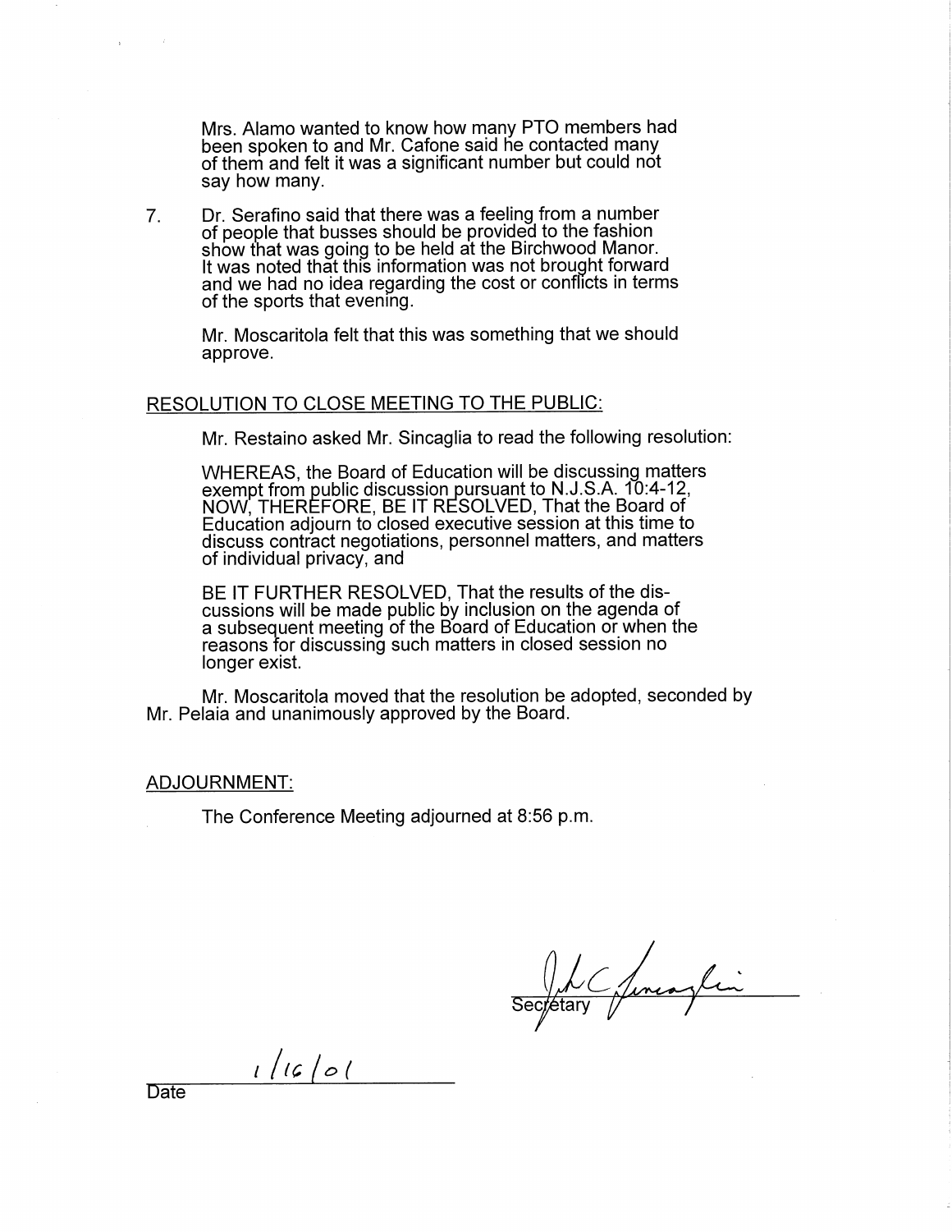Mrs. Alamo wanted to know how many PTO members had been spoken to and Mr. Cafone said he contacted many of them and felt it was a significant number but could not say how many.

7. Dr. Serafino said that there was a feeling from a number of people that busses should be provided to the fashion show that was going to be held at the Birchwood Manor. It was noted that this information was not brought forward and we had no idea regarding the cost or conflicts in terms of the sports that evening.

   Mr. Moscaritola felt that this was something that we should approve.

RESOLUTION TO CLOSE MEETING TO THE PUBLIC:

Mr. Restaino asked Mr. Sincaglia to read the following resolution:

WHEREAS, the Board of Education will be discussing matters exempt from public discussion pursuant to N.J.S.A. 10:4-12, NOW, THEREFORE, BE IT RESOLVED, That the Board of Education adjourn to closed executive session at this time to discuss contract negotiations, personnel matters, and matters of individual privacy, and

BE IT FURTHER RESOLVED, That the results of the discussions will be made public by inclusion on the agenda of a subsequent meeting of the Board of Education or when the reasons for discussing such matters in closed session no longer exist.

Mr. Moscaritola moved that the resolution be adopted, seconded by Mr. Pelaia and unanimously approved by the Board.

ADJOURNMENT:

The Conference Meeting adjourned at 8:56 p.m.

Secretary

1/16/01

Date